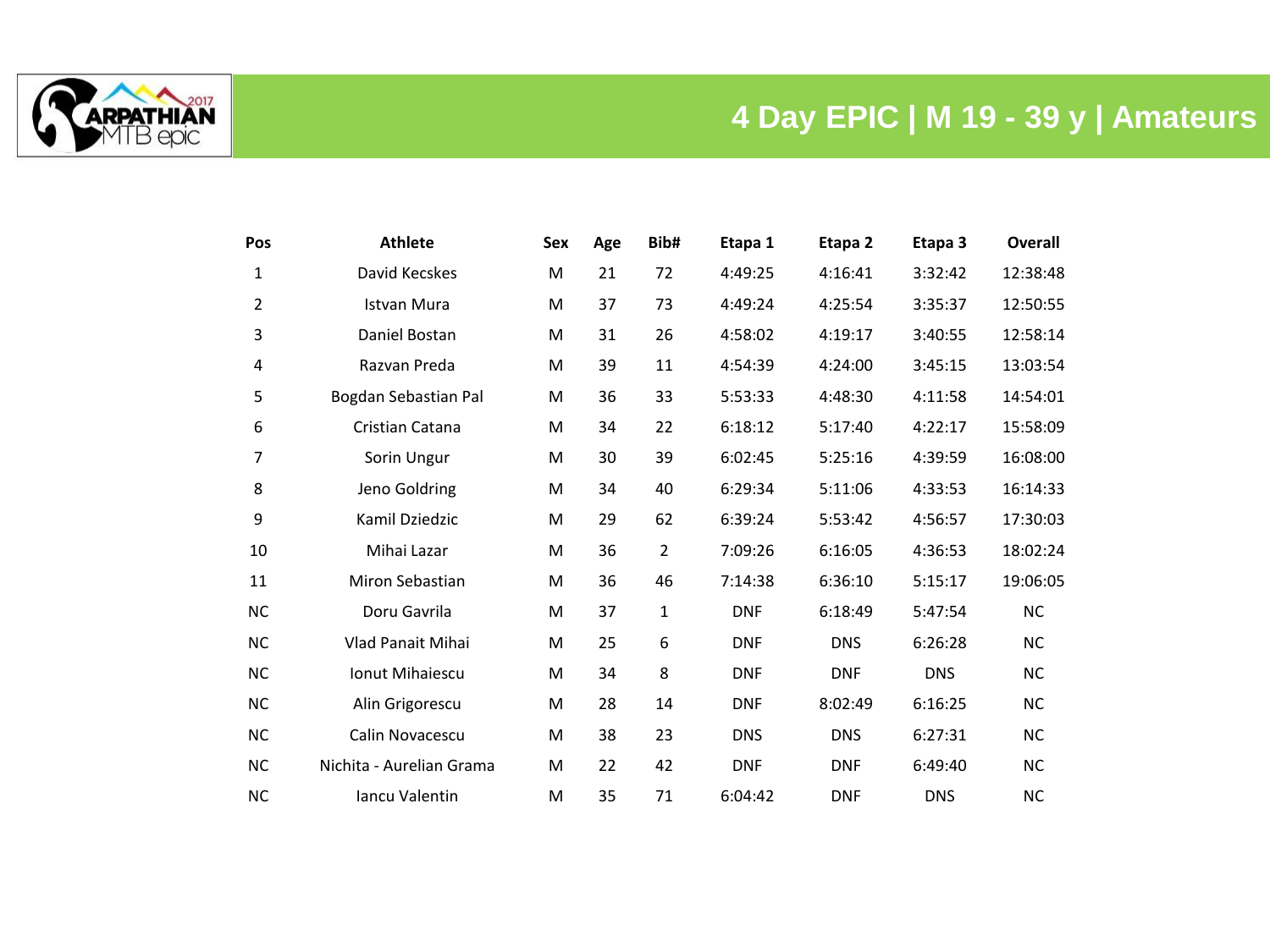# 4 Day EPIC | M 19 - 39 y | Amateurs

| Pos | Athlete | Sex | Age | Bib# | Etapa 1 | Etapa 2 | Etapa 3 | Overall |
|---|---|---|---|---|---|---|---|---|
| 1 | David Kecskes | M | 21 | 72 | 4:49:25 | 4:16:41 | 3:32:42 | 12:38:48 |
| 2 | Istvan Mura | M | 37 | 73 | 4:49:24 | 4:25:54 | 3:35:37 | 12:50:55 |
| 3 | Daniel Bostan | M | 31 | 26 | 4:58:02 | 4:19:17 | 3:40:55 | 12:58:14 |
| 4 | Razvan Preda | M | 39 | 11 | 4:54:39 | 4:24:00 | 3:45:15 | 13:03:54 |
| 5 | Bogdan Sebastian Pal | M | 36 | 33 | 5:53:33 | 4:48:30 | 4:11:58 | 14:54:01 |
| 6 | Cristian Catana | M | 34 | 22 | 6:18:12 | 5:17:40 | 4:22:17 | 15:58:09 |
| 7 | Sorin Ungur | M | 30 | 39 | 6:02:45 | 5:25:16 | 4:39:59 | 16:08:00 |
| 8 | Jeno Goldring | M | 34 | 40 | 6:29:34 | 5:11:06 | 4:33:53 | 16:14:33 |
| 9 | Kamil Dziedzic | M | 29 | 62 | 6:39:24 | 5:53:42 | 4:56:57 | 17:30:03 |
| 10 | Mihai Lazar | M | 36 | 2 | 7:09:26 | 6:16:05 | 4:36:53 | 18:02:24 |
| 11 | Miron Sebastian | M | 36 | 46 | 7:14:38 | 6:36:10 | 5:15:17 | 19:06:05 |
| NC | Doru Gavrila | M | 37 | 1 | DNF | 6:18:49 | 5:47:54 | NC |
| NC | Vlad Panait Mihai | M | 25 | 6 | DNF | DNS | 6:26:28 | NC |
| NC | Ionut Mihaiescu | M | 34 | 8 | DNF | DNF | DNS | NC |
| NC | Alin Grigorescu | M | 28 | 14 | DNF | 8:02:49 | 6:16:25 | NC |
| NC | Calin Novacescu | M | 38 | 23 | DNS | DNS | 6:27:31 | NC |
| NC | Nichita - Aurelian Grama | M | 22 | 42 | DNF | DNF | 6:49:40 | NC |
| NC | Iancu Valentin | M | 35 | 71 | 6:04:42 | DNF | DNS | NC |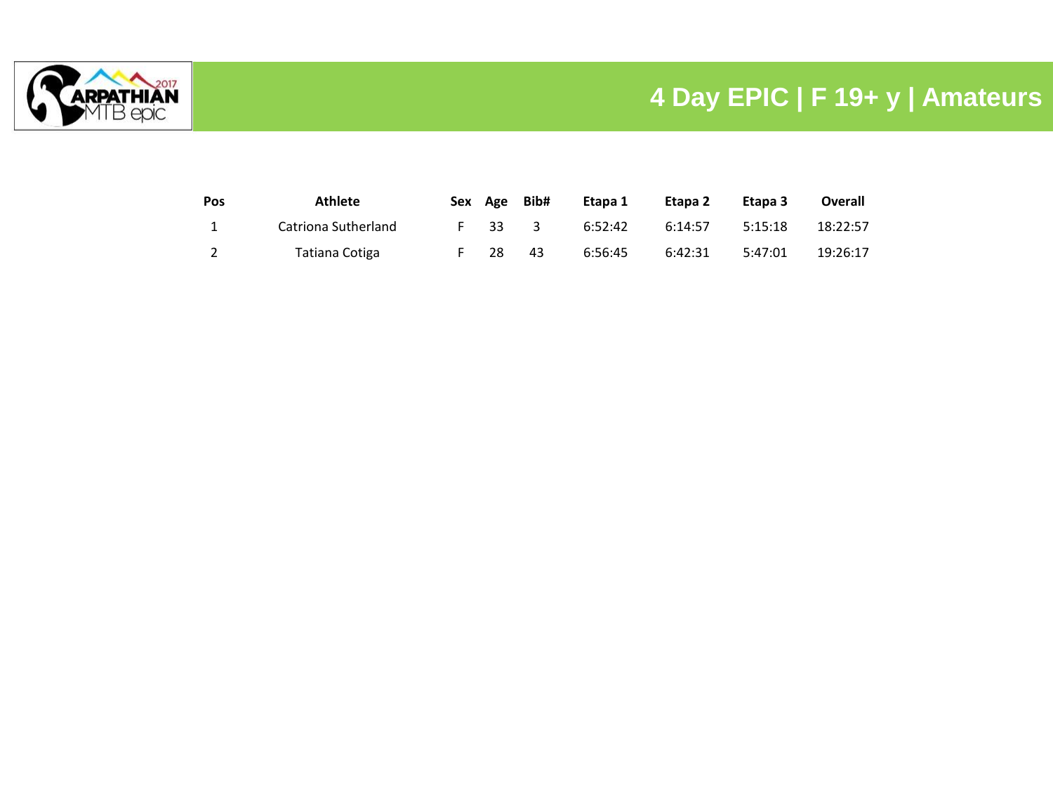# 4 Day EPIC | F 19+ y | Amateurs

| Pos | Athlete | Sex | Age | Bib# | Etapa 1 | Etapa 2 | Etapa 3 | Overall |
|---|---|---|---|---|---|---|---|---|
| 1 | Catriona Sutherland | F | 33 | 3 | 6:52:42 | 6:14:57 | 5:15:18 | 18:22:57 |
| 2 | Tatiana Cotiga | F | 28 | 43 | 6:56:45 | 6:42:31 | 5:47:01 | 19:26:17 |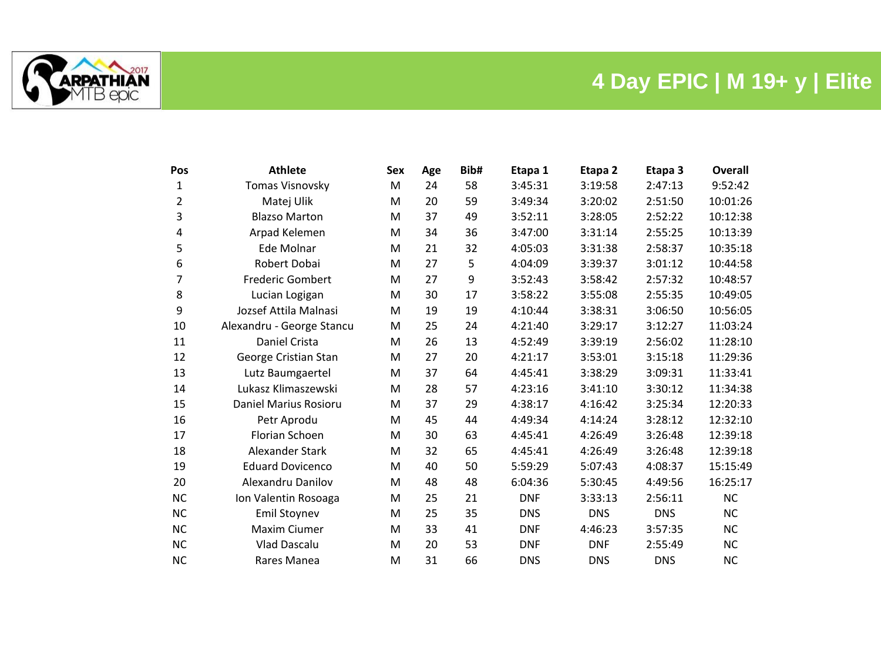# 4 Day EPIC | M 19+ y | Elite

| Pos | Athlete | Sex | Age | Bib# | Etapa 1 | Etapa 2 | Etapa 3 | Overall |
|---|---|---|---|---|---|---|---|---|
| 1 | Tomas Visnovsky | M | 24 | 58 | 3:45:31 | 3:19:58 | 2:47:13 | 9:52:42 |
| 2 | Matej Ulik | M | 20 | 59 | 3:49:34 | 3:20:02 | 2:51:50 | 10:01:26 |
| 3 | Blazso Marton | M | 37 | 49 | 3:52:11 | 3:28:05 | 2:52:22 | 10:12:38 |
| 4 | Arpad Kelemen | M | 34 | 36 | 3:47:00 | 3:31:14 | 2:55:25 | 10:13:39 |
| 5 | Ede Molnar | M | 21 | 32 | 4:05:03 | 3:31:38 | 2:58:37 | 10:35:18 |
| 6 | Robert Dobai | M | 27 | 5 | 4:04:09 | 3:39:37 | 3:01:12 | 10:44:58 |
| 7 | Frederic Gombert | M | 27 | 9 | 3:52:43 | 3:58:42 | 2:57:32 | 10:48:57 |
| 8 | Lucian Logigan | M | 30 | 17 | 3:58:22 | 3:55:08 | 2:55:35 | 10:49:05 |
| 9 | Jozsef Attila Malnasi | M | 19 | 19 | 4:10:44 | 3:38:31 | 3:06:50 | 10:56:05 |
| 10 | Alexandru - George Stancu | M | 25 | 24 | 4:21:40 | 3:29:17 | 3:12:27 | 11:03:24 |
| 11 | Daniel Crista | M | 26 | 13 | 4:52:49 | 3:39:19 | 2:56:02 | 11:28:10 |
| 12 | George Cristian Stan | M | 27 | 20 | 4:21:17 | 3:53:01 | 3:15:18 | 11:29:36 |
| 13 | Lutz Baumgaertel | M | 37 | 64 | 4:45:41 | 3:38:29 | 3:09:31 | 11:33:41 |
| 14 | Lukasz Klimaszewski | M | 28 | 57 | 4:23:16 | 3:41:10 | 3:30:12 | 11:34:38 |
| 15 | Daniel Marius Rosioru | M | 37 | 29 | 4:38:17 | 4:16:42 | 3:25:34 | 12:20:33 |
| 16 | Petr Aprodu | M | 45 | 44 | 4:49:34 | 4:14:24 | 3:28:12 | 12:32:10 |
| 17 | Florian Schoen | M | 30 | 63 | 4:45:41 | 4:26:49 | 3:26:48 | 12:39:18 |
| 18 | Alexander Stark | M | 32 | 65 | 4:45:41 | 4:26:49 | 3:26:48 | 12:39:18 |
| 19 | Eduard Dovicenco | M | 40 | 50 | 5:59:29 | 5:07:43 | 4:08:37 | 15:15:49 |
| 20 | Alexandru Danilov | M | 48 | 48 | 6:04:36 | 5:30:45 | 4:49:56 | 16:25:17 |
| NC | Ion Valentin Rosoaga | M | 25 | 21 | DNF | 3:33:13 | 2:56:11 | NC |
| NC | Emil Stoynev | M | 25 | 35 | DNS | DNS | DNS | NC |
| NC | Maxim Ciumer | M | 33 | 41 | DNF | 4:46:23 | 3:57:35 | NC |
| NC | Vlad Dascalu | M | 20 | 53 | DNF | DNF | 2:55:49 | NC |
| NC | Rares Manea | M | 31 | 66 | DNS | DNS | DNS | NC |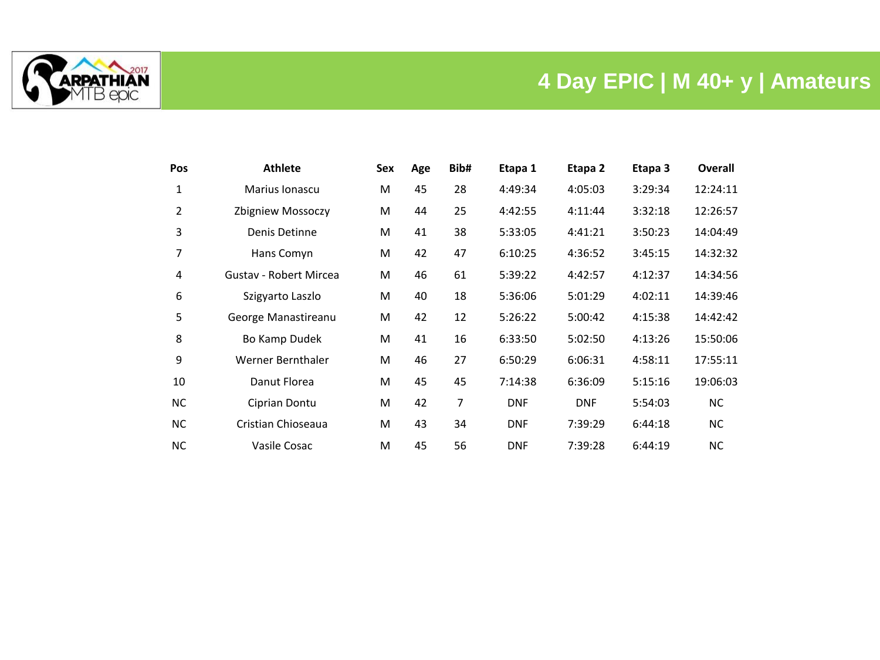# 4 Day EPIC | M 40+ y | Amateurs

| Pos | Athlete | Sex | Age | Bib# | Etapa 1 | Etapa 2 | Etapa 3 | Overall |
|---|---|---|---|---|---|---|---|---|
| 1 | Marius Ionascu | M | 45 | 28 | 4:49:34 | 4:05:03 | 3:29:34 | 12:24:11 |
| 2 | Zbigniew Mossoczy | M | 44 | 25 | 4:42:55 | 4:11:44 | 3:32:18 | 12:26:57 |
| 3 | Denis Detinne | M | 41 | 38 | 5:33:05 | 4:41:21 | 3:50:23 | 14:04:49 |
| 7 | Hans Comyn | M | 42 | 47 | 6:10:25 | 4:36:52 | 3:45:15 | 14:32:32 |
| 4 | Gustav - Robert Mircea | M | 46 | 61 | 5:39:22 | 4:42:57 | 4:12:37 | 14:34:56 |
| 6 | Szigyarto Laszlo | M | 40 | 18 | 5:36:06 | 5:01:29 | 4:02:11 | 14:39:46 |
| 5 | George Manastireanu | M | 42 | 12 | 5:26:22 | 5:00:42 | 4:15:38 | 14:42:42 |
| 8 | Bo Kamp Dudek | M | 41 | 16 | 6:33:50 | 5:02:50 | 4:13:26 | 15:50:06 |
| 9 | Werner Bernthaler | M | 46 | 27 | 6:50:29 | 6:06:31 | 4:58:11 | 17:55:11 |
| 10 | Danut Florea | M | 45 | 45 | 7:14:38 | 6:36:09 | 5:15:16 | 19:06:03 |
| NC | Ciprian Dontu | M | 42 | 7 | DNF | DNF | 5:54:03 | NC |
| NC | Cristian Chioseaua | M | 43 | 34 | DNF | 7:39:29 | 6:44:18 | NC |
| NC | Vasile Cosac | M | 45 | 56 | DNF | 7:39:28 | 6:44:19 | NC |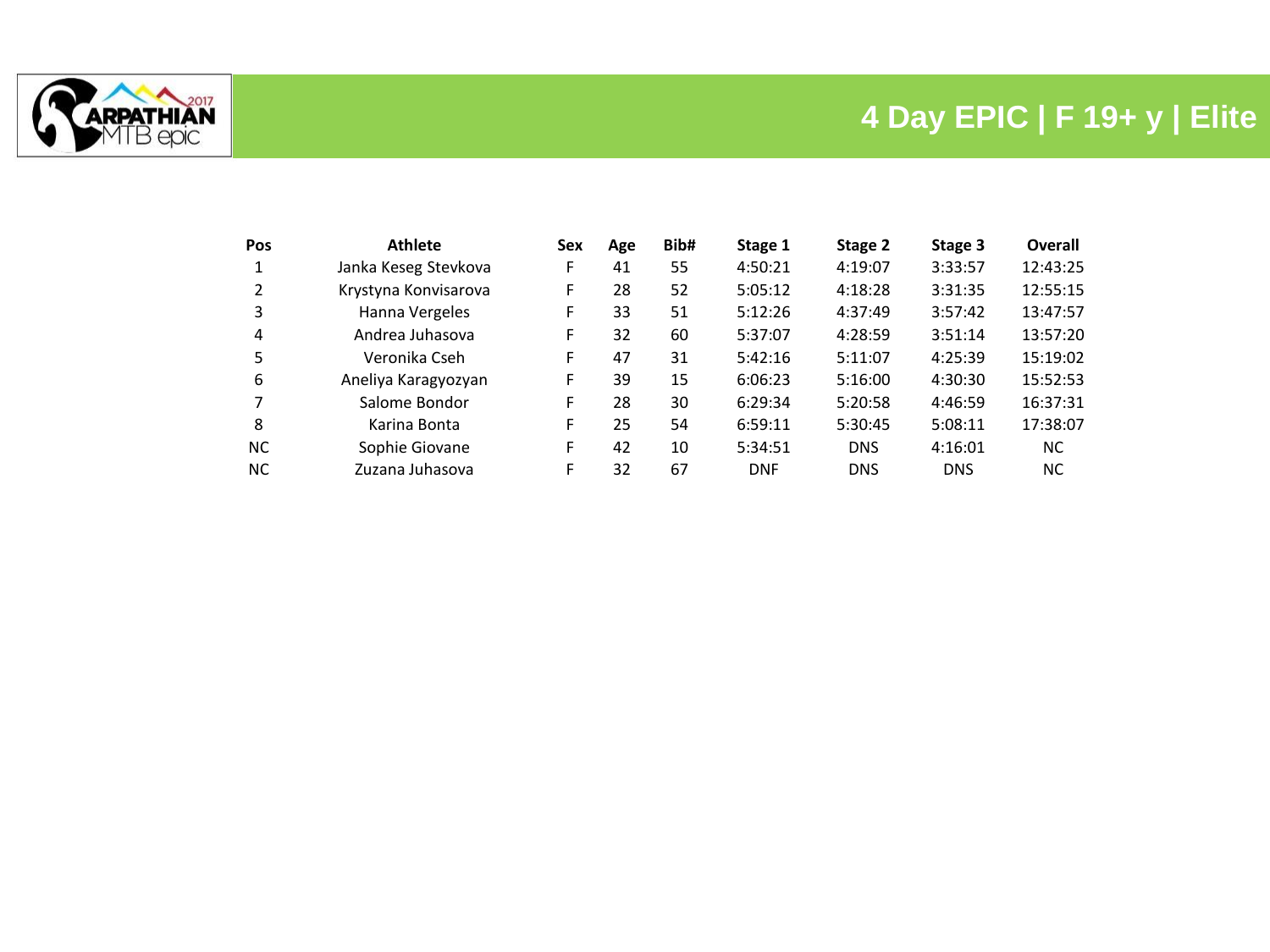# 4 Day EPIC | F 19+ y | Elite

| Pos | Athlete | Sex | Age | Bib# | Stage 1 | Stage 2 | Stage 3 | Overall |
|---|---|---|---|---|---|---|---|---|
| 1 | Janka Keseg Stevkova | F | 41 | 55 | 4:50:21 | 4:19:07 | 3:33:57 | 12:43:25 |
| 2 | Krystyna Konvisarova | F | 28 | 52 | 5:05:12 | 4:18:28 | 3:31:35 | 12:55:15 |
| 3 | Hanna Vergeles | F | 33 | 51 | 5:12:26 | 4:37:49 | 3:57:42 | 13:47:57 |
| 4 | Andrea Juhasova | F | 32 | 60 | 5:37:07 | 4:28:59 | 3:51:14 | 13:57:20 |
| 5 | Veronika Cseh | F | 47 | 31 | 5:42:16 | 5:11:07 | 4:25:39 | 15:19:02 |
| 6 | Aneliya Karagyozyan | F | 39 | 15 | 6:06:23 | 5:16:00 | 4:30:30 | 15:52:53 |
| 7 | Salome Bondor | F | 28 | 30 | 6:29:34 | 5:20:58 | 4:46:59 | 16:37:31 |
| 8 | Karina Bonta | F | 25 | 54 | 6:59:11 | 5:30:45 | 5:08:11 | 17:38:07 |
| NC | Sophie Giovane | F | 42 | 10 | 5:34:51 | DNS | 4:16:01 | NC |
| NC | Zuzana Juhasova | F | 32 | 67 | DNF | DNS | DNS | NC |